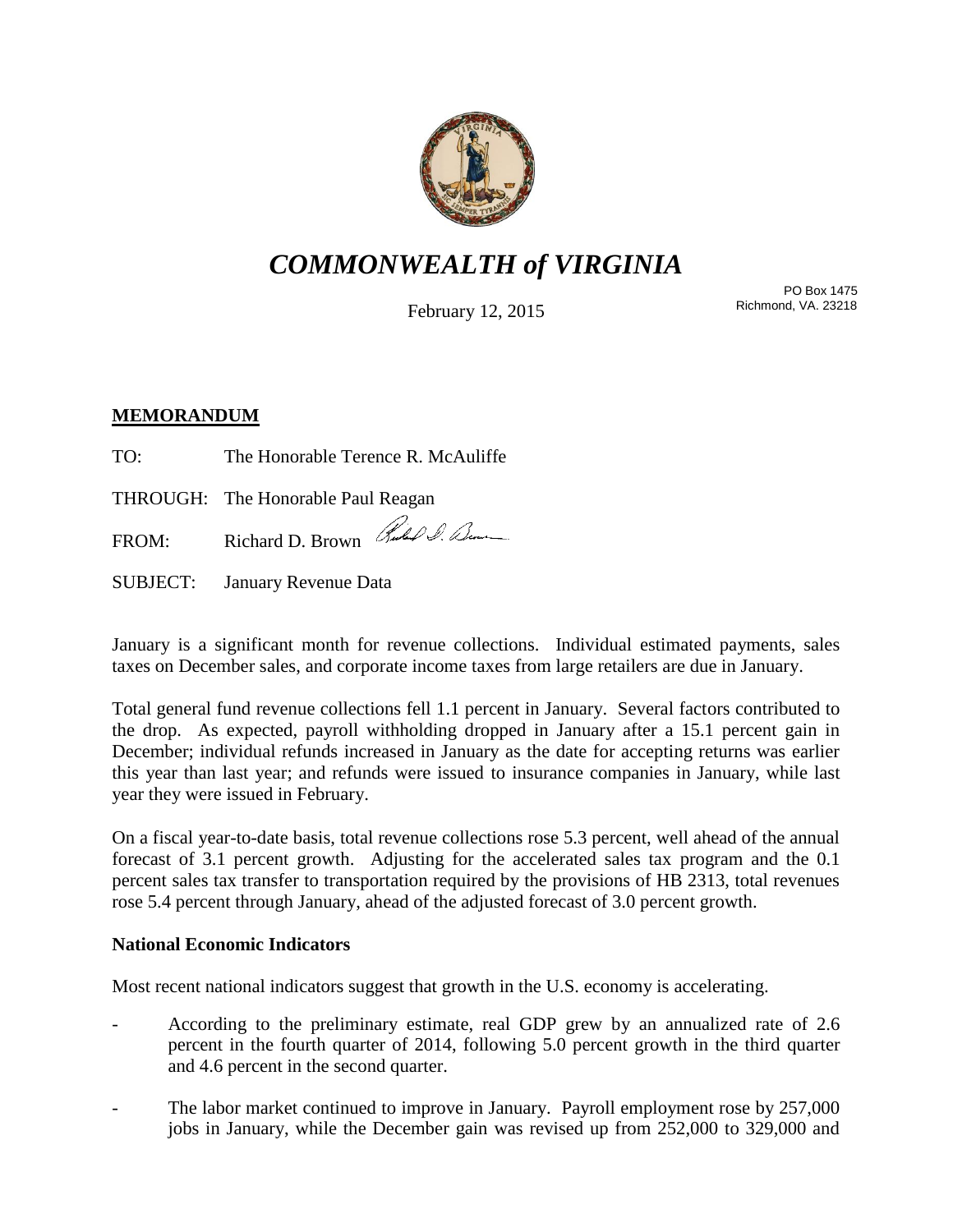# *COMMONWEALTH of VIRGINIA*

February 12, 2015

PO Box 1475
Richmond, VA. 23218

**MEMORANDUM**

TO: The Honorable Terence R. McAuliffe

THROUGH: The Honorable Paul Reagan

FROM: Richard D. Brown

SUBJECT: January Revenue Data

January is a significant month for revenue collections. Individual estimated payments, sales taxes on December sales, and corporate income taxes from large retailers are due in January.

Total general fund revenue collections fell 1.1 percent in January. Several factors contributed to the drop. As expected, payroll withholding dropped in January after a 15.1 percent gain in December; individual refunds increased in January as the date for accepting returns was earlier this year than last year; and refunds were issued to insurance companies in January, while last year they were issued in February.

On a fiscal year-to-date basis, total revenue collections rose 5.3 percent, well ahead of the annual forecast of 3.1 percent growth. Adjusting for the accelerated sales tax program and the 0.1 percent sales tax transfer to transportation required by the provisions of HB 2313, total revenues rose 5.4 percent through January, ahead of the adjusted forecast of 3.0 percent growth.

**National Economic Indicators**

Most recent national indicators suggest that growth in the U.S. economy is accelerating.

- According to the preliminary estimate, real GDP grew by an annualized rate of 2.6 percent in the fourth quarter of 2014, following 5.0 percent growth in the third quarter and 4.6 percent in the second quarter.

- The labor market continued to improve in January. Payroll employment rose by 257,000 jobs in January, while the December gain was revised up from 252,000 to 329,000 and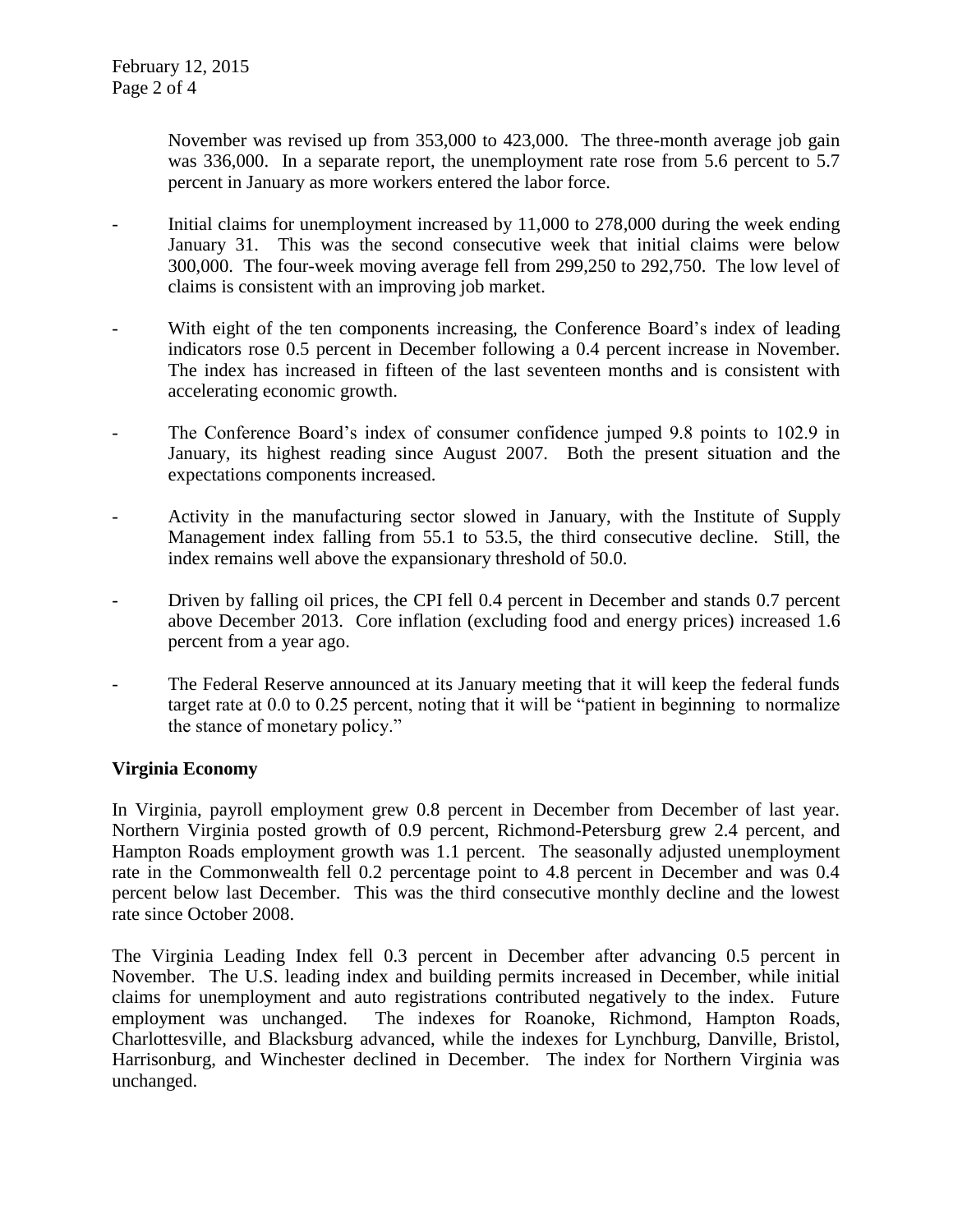November was revised up from 353,000 to 423,000. The three-month average job gain was 336,000. In a separate report, the unemployment rate rose from 5.6 percent to 5.7 percent in January as more workers entered the labor force.

- Initial claims for unemployment increased by 11,000 to 278,000 during the week ending January 31. This was the second consecutive week that initial claims were below 300,000. The four-week moving average fell from 299,250 to 292,750. The low level of claims is consistent with an improving job market.

- With eight of the ten components increasing, the Conference Board's index of leading indicators rose 0.5 percent in December following a 0.4 percent increase in November. The index has increased in fifteen of the last seventeen months and is consistent with accelerating economic growth.

- The Conference Board's index of consumer confidence jumped 9.8 points to 102.9 in January, its highest reading since August 2007. Both the present situation and the expectations components increased.

- Activity in the manufacturing sector slowed in January, with the Institute of Supply Management index falling from 55.1 to 53.5, the third consecutive decline. Still, the index remains well above the expansionary threshold of 50.0.

- Driven by falling oil prices, the CPI fell 0.4 percent in December and stands 0.7 percent above December 2013. Core inflation (excluding food and energy prices) increased 1.6 percent from a year ago.

- The Federal Reserve announced at its January meeting that it will keep the federal funds target rate at 0.0 to 0.25 percent, noting that it will be "patient in beginning to normalize the stance of monetary policy."

**Virginia Economy**

In Virginia, payroll employment grew 0.8 percent in December from December of last year. Northern Virginia posted growth of 0.9 percent, Richmond-Petersburg grew 2.4 percent, and Hampton Roads employment growth was 1.1 percent. The seasonally adjusted unemployment rate in the Commonwealth fell 0.2 percentage point to 4.8 percent in December and was 0.4 percent below last December. This was the third consecutive monthly decline and the lowest rate since October 2008.

The Virginia Leading Index fell 0.3 percent in December after advancing 0.5 percent in November. The U.S. leading index and building permits increased in December, while initial claims for unemployment and auto registrations contributed negatively to the index. Future employment was unchanged. The indexes for Roanoke, Richmond, Hampton Roads, Charlottesville, and Blacksburg advanced, while the indexes for Lynchburg, Danville, Bristol, Harrisonburg, and Winchester declined in December. The index for Northern Virginia was unchanged.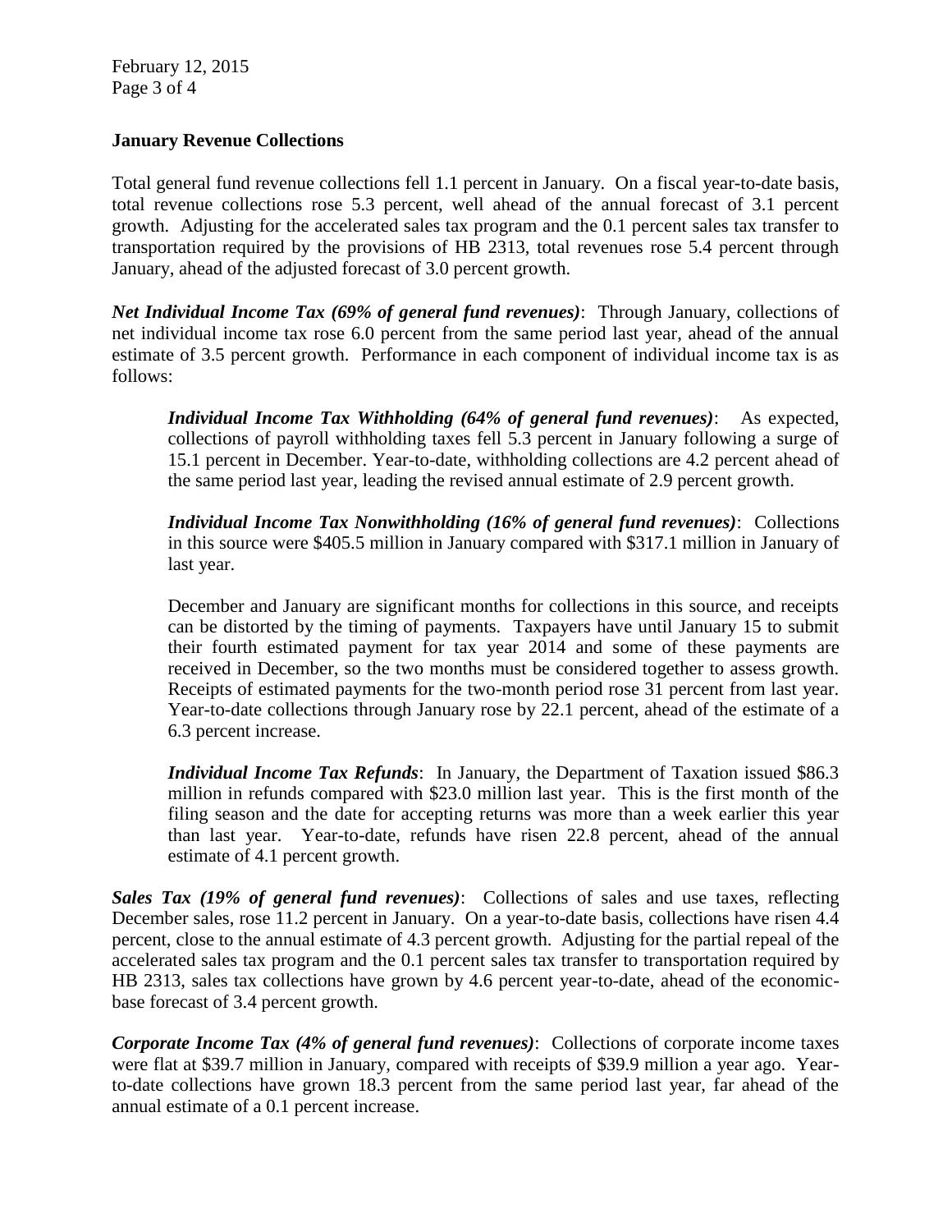## January Revenue Collections

Total general fund revenue collections fell 1.1 percent in January. On a fiscal year-to-date basis, total revenue collections rose 5.3 percent, well ahead of the annual forecast of 3.1 percent growth. Adjusting for the accelerated sales tax program and the 0.1 percent sales tax transfer to transportation required by the provisions of HB 2313, total revenues rose 5.4 percent through January, ahead of the adjusted forecast of 3.0 percent growth.

***Net Individual Income Tax (69% of general fund revenues)***: Through January, collections of net individual income tax rose 6.0 percent from the same period last year, ahead of the annual estimate of 3.5 percent growth. Performance in each component of individual income tax is as follows:

> ***Individual Income Tax Withholding (64% of general fund revenues)***: As expected, collections of payroll withholding taxes fell 5.3 percent in January following a surge of 15.1 percent in December. Year-to-date, withholding collections are 4.2 percent ahead of the same period last year, leading the revised annual estimate of 2.9 percent growth.
>
> ***Individual Income Tax Nonwithholding (16% of general fund revenues)***: Collections in this source were $405.5 million in January compared with $317.1 million in January of last year.
>
> December and January are significant months for collections in this source, and receipts can be distorted by the timing of payments. Taxpayers have until January 15 to submit their fourth estimated payment for tax year 2014 and some of these payments are received in December, so the two months must be considered together to assess growth. Receipts of estimated payments for the two-month period rose 31 percent from last year. Year-to-date collections through January rose by 22.1 percent, ahead of the estimate of a 6.3 percent increase.
>
> ***Individual Income Tax Refunds***: In January, the Department of Taxation issued $86.3 million in refunds compared with $23.0 million last year. This is the first month of the filing season and the date for accepting returns was more than a week earlier this year than last year. Year-to-date, refunds have risen 22.8 percent, ahead of the annual estimate of 4.1 percent growth.

***Sales Tax (19% of general fund revenues)***: Collections of sales and use taxes, reflecting December sales, rose 11.2 percent in January. On a year-to-date basis, collections have risen 4.4 percent, close to the annual estimate of 4.3 percent growth. Adjusting for the partial repeal of the accelerated sales tax program and the 0.1 percent sales tax transfer to transportation required by HB 2313, sales tax collections have grown by 4.6 percent year-to-date, ahead of the economic-base forecast of 3.4 percent growth.

***Corporate Income Tax (4% of general fund revenues)***: Collections of corporate income taxes were flat at $39.7 million in January, compared with receipts of $39.9 million a year ago. Year-to-date collections have grown 18.3 percent from the same period last year, far ahead of the annual estimate of a 0.1 percent increase.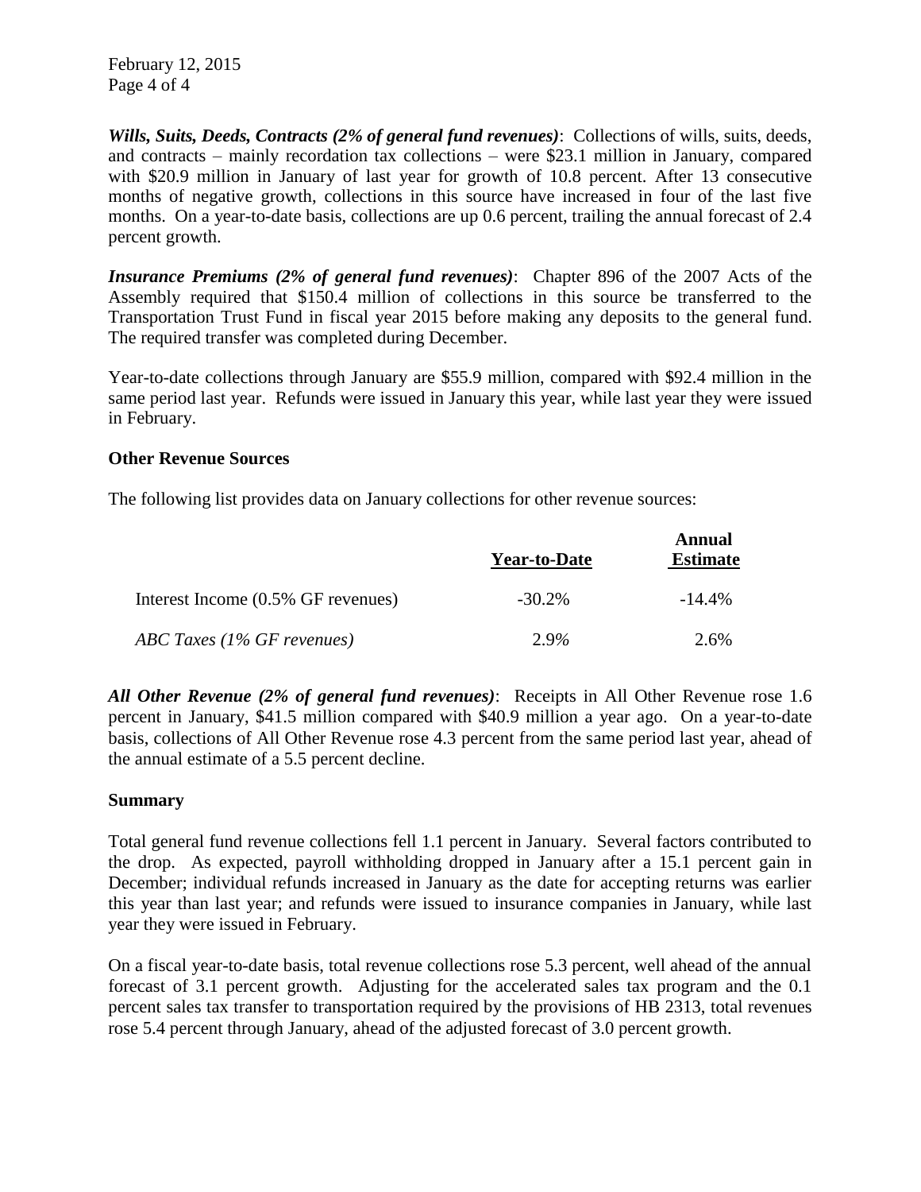***Wills, Suits, Deeds, Contracts (2% of general fund revenues)***: Collections of wills, suits, deeds, and contracts – mainly recordation tax collections – were $23.1 million in January, compared with $20.9 million in January of last year for growth of 10.8 percent. After 13 consecutive months of negative growth, collections in this source have increased in four of the last five months. On a year-to-date basis, collections are up 0.6 percent, trailing the annual forecast of 2.4 percent growth.

***Insurance Premiums (2% of general fund revenues)***: Chapter 896 of the 2007 Acts of the Assembly required that $150.4 million of collections in this source be transferred to the Transportation Trust Fund in fiscal year 2015 before making any deposits to the general fund. The required transfer was completed during December.

Year-to-date collections through January are $55.9 million, compared with $92.4 million in the same period last year. Refunds were issued in January this year, while last year they were issued in February.

**Other Revenue Sources**

The following list provides data on January collections for other revenue sources:

| | **Year-to-Date** | **Annual Estimate** |
|---|---|---|
| Interest Income (0.5% GF revenues) | -30.2% | -14.4% |
| *ABC Taxes (1% GF revenues)* | 2.9% | 2.6% |

***All Other Revenue (2% of general fund revenues)***: Receipts in All Other Revenue rose 1.6 percent in January, $41.5 million compared with $40.9 million a year ago. On a year-to-date basis, collections of All Other Revenue rose 4.3 percent from the same period last year, ahead of the annual estimate of a 5.5 percent decline.

**Summary**

Total general fund revenue collections fell 1.1 percent in January. Several factors contributed to the drop. As expected, payroll withholding dropped in January after a 15.1 percent gain in December; individual refunds increased in January as the date for accepting returns was earlier this year than last year; and refunds were issued to insurance companies in January, while last year they were issued in February.

On a fiscal year-to-date basis, total revenue collections rose 5.3 percent, well ahead of the annual forecast of 3.1 percent growth. Adjusting for the accelerated sales tax program and the 0.1 percent sales tax transfer to transportation required by the provisions of HB 2313, total revenues rose 5.4 percent through January, ahead of the adjusted forecast of 3.0 percent growth.